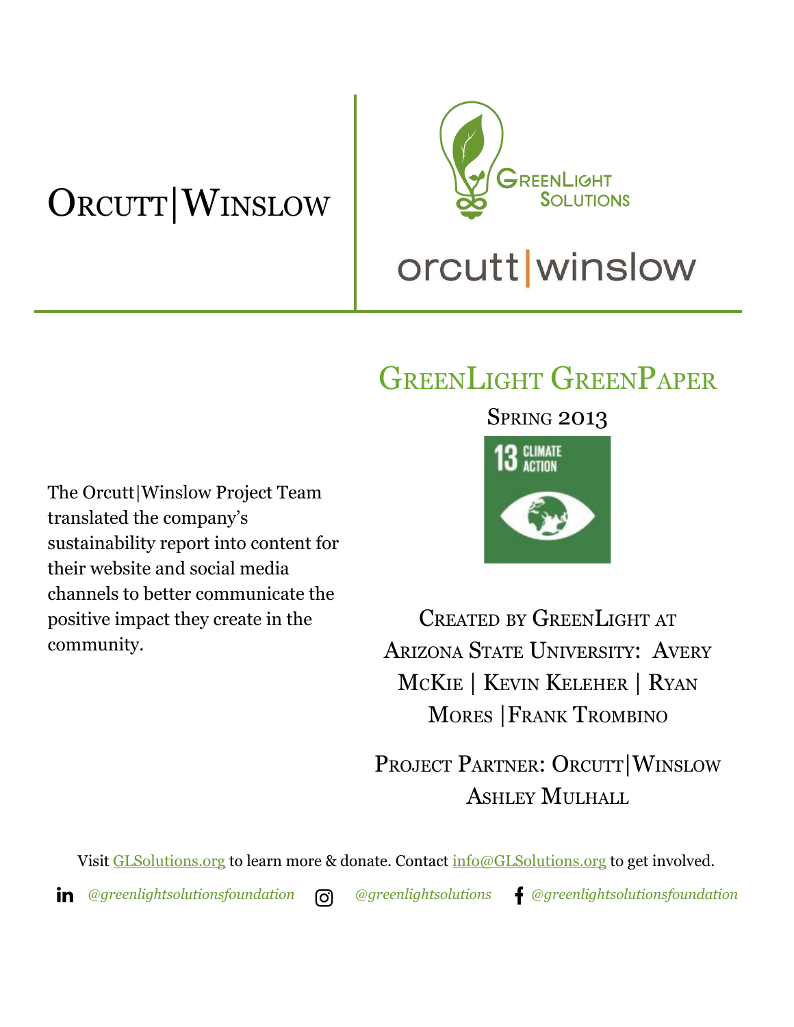# Orcutt|Winslow

GreenLight Solutions

orcutt|winslow

## GreenLight GreenPaper

Spring 2013

13 CLIMATE ACTION

The Orcutt|Winslow Project Team translated the company's sustainability report into content for their website and social media channels to better communicate the positive impact they create in the community.

Created by GreenLight at Arizona State University: Avery McKie | Kevin Keleher | Ryan Mores | Frank Trombino

Project Partner: Orcutt|Winslow Ashley Mulhall

Visit GLSolutions.org to learn more & donate. Contact info@GLSolutions.org to get involved.

*@greenlightsolutionsfoundation* *@greenlightsolutions* *@greenlightsolutionsfoundation*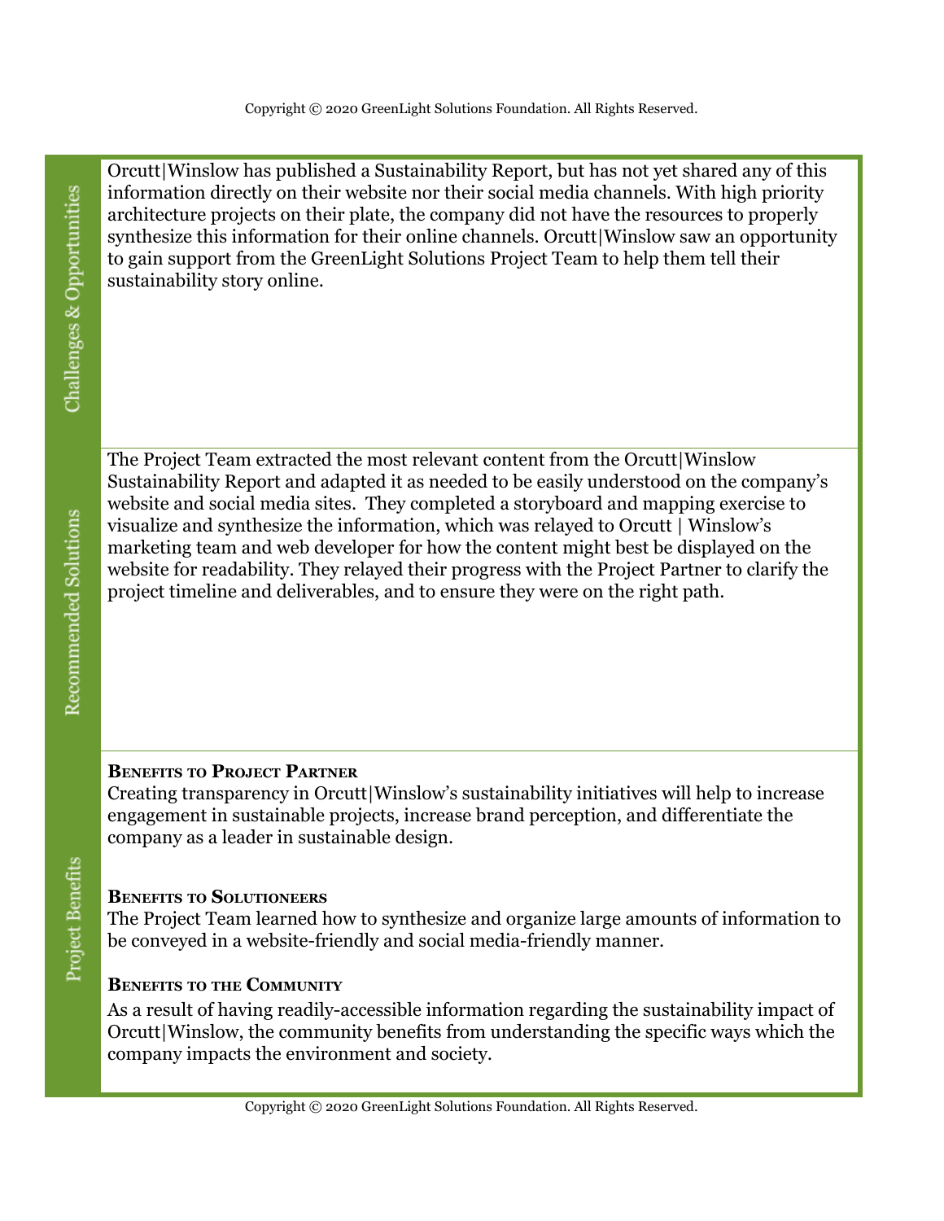## Challenges & Opportunities

Orcutt|Winslow has published a Sustainability Report, but has not yet shared any of this information directly on their website nor their social media channels. With high priority architecture projects on their plate, the company did not have the resources to properly synthesize this information for their online channels. Orcutt|Winslow saw an opportunity to gain support from the GreenLight Solutions Project Team to help them tell their sustainability story online.

## Recommended Solutions

The Project Team extracted the most relevant content from the Orcutt|Winslow Sustainability Report and adapted it as needed to be easily understood on the company's website and social media sites. They completed a storyboard and mapping exercise to visualize and synthesize the information, which was relayed to Orcutt | Winslow's marketing team and web developer for how the content might best be displayed on the website for readability. They relayed their progress with the Project Partner to clarify the project timeline and deliverables, and to ensure they were on the right path.

## Project Benefits

### Benefits to Project Partner

Creating transparency in Orcutt|Winslow's sustainability initiatives will help to increase engagement in sustainable projects, increase brand perception, and differentiate the company as a leader in sustainable design.

### Benefits to Solutioneers

The Project Team learned how to synthesize and organize large amounts of information to be conveyed in a website-friendly and social media-friendly manner.

### Benefits to the Community

As a result of having readily-accessible information regarding the sustainability impact of Orcutt|Winslow, the community benefits from understanding the specific ways which the company impacts the environment and society.